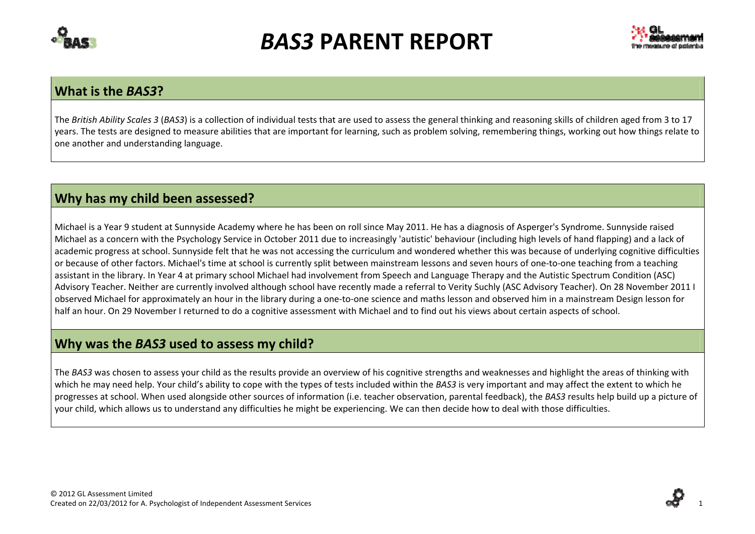# *BAS3* PARENT REPORT

## What is the *BAS3*?

The *British Ability Scales 3* (*BAS3*) is a collection of individual tests that are used to assess the general thinking and reasoning skills of children aged from 3 to 17 years. The tests are designed to measure abilities that are important for learning, such as problem solving, remembering things, working out how things relate to one another and understanding language.

## Why has my child been assessed?

Michael is a Year 9 student at Sunnyside Academy where he has been on roll since May 2011. He has a diagnosis of Asperger's Syndrome. Sunnyside raised Michael as a concern with the Psychology Service in October 2011 due to increasingly 'autistic' behaviour (including high levels of hand flapping) and a lack of academic progress at school. Sunnyside felt that he was not accessing the curriculum and wondered whether this was because of underlying cognitive difficulties or because of other factors. Michael's time at school is currently split between mainstream lessons and seven hours of one-to-one teaching from a teaching assistant in the library. In Year 4 at primary school Michael had involvement from Speech and Language Therapy and the Autistic Spectrum Condition (ASC) Advisory Teacher. Neither are currently involved although school have recently made a referral to Verity Suchly (ASC Advisory Teacher). On 28 November 2011 I observed Michael for approximately an hour in the library during a one-to-one science and maths lesson and observed him in a mainstream Design lesson for half an hour. On 29 November I returned to do a cognitive assessment with Michael and to find out his views about certain aspects of school.

## Why was the *BAS3* used to assess my child?

The *BAS3* was chosen to assess your child as the results provide an overview of his cognitive strengths and weaknesses and highlight the areas of thinking with which he may need help. Your child's ability to cope with the types of tests included within the *BAS3* is very important and may affect the extent to which he progresses at school. When used alongside other sources of information (i.e. teacher observation, parental feedback), the *BAS3* results help build up a picture of your child, which allows us to understand any difficulties he might be experiencing. We can then decide how to deal with those difficulties.

© 2012 GL Assessment Limited
Created on 22/03/2012 for A. Psychologist of Independent Assessment Services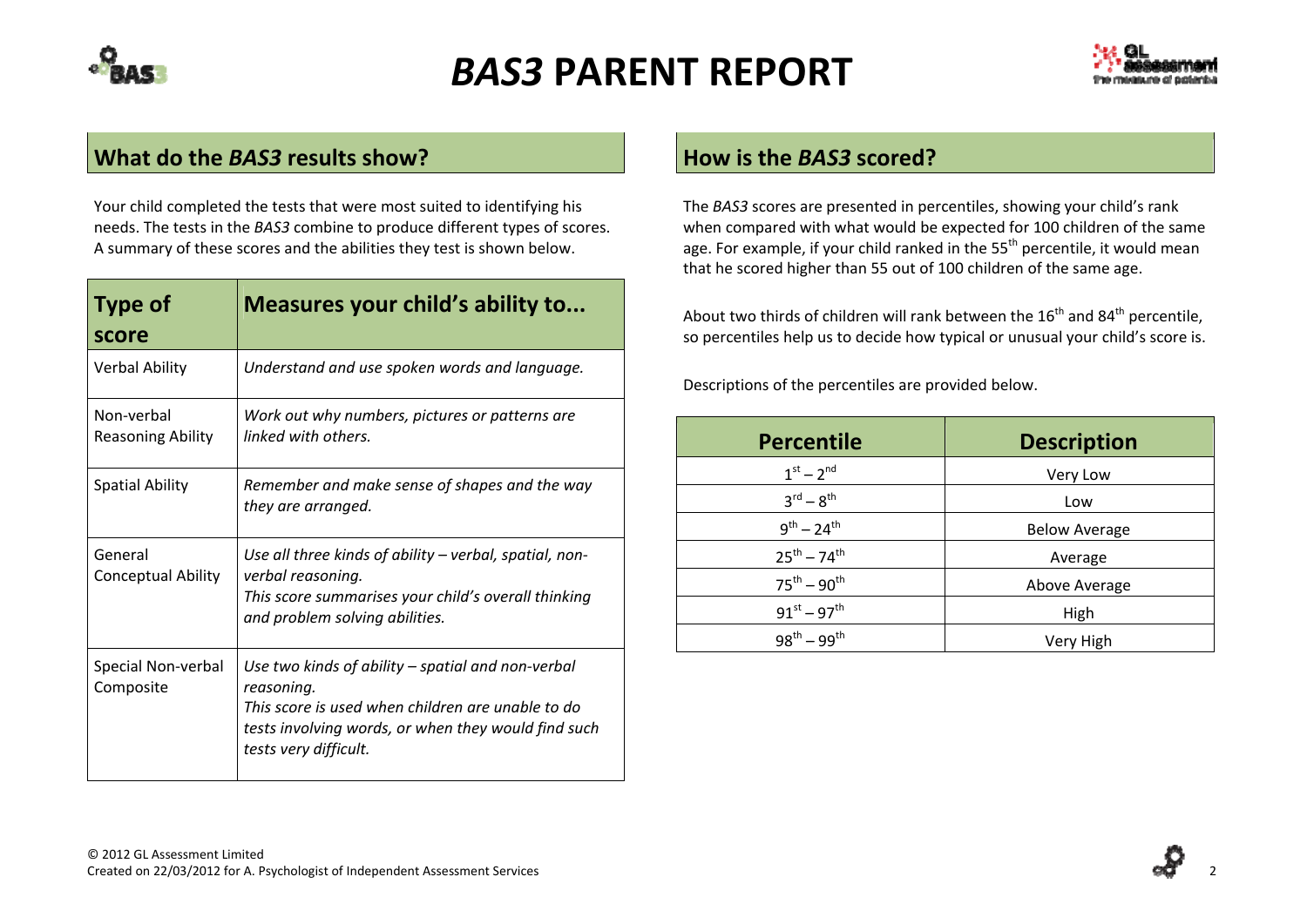# *BAS3* PARENT REPORT

## What do the *BAS3* results show?

Your child completed the tests that were most suited to identifying his needs. The tests in the *BAS3* combine to produce different types of scores. A summary of these scores and the abilities they test is shown below.

| Type of score | Measures your child's ability to... |
|---|---|
| Verbal Ability | *Understand and use spoken words and language.* |
| Non-verbal Reasoning Ability | *Work out why numbers, pictures or patterns are linked with others.* |
| Spatial Ability | *Remember and make sense of shapes and the way they are arranged.* |
| General Conceptual Ability | *Use all three kinds of ability – verbal, spatial, non-verbal reasoning.* *This score summarises your child's overall thinking and problem solving abilities.* |
| Special Non-verbal Composite | *Use two kinds of ability – spatial and non-verbal reasoning.* *This score is used when children are unable to do tests involving words, or when they would find such tests very difficult.* |

## How is the *BAS3* scored?

The *BAS3* scores are presented in percentiles, showing your child's rank when compared with what would be expected for 100 children of the same age. For example, if your child ranked in the 55th percentile, it would mean that he scored higher than 55 out of 100 children of the same age.

About two thirds of children will rank between the 16th and 84th percentile, so percentiles help us to decide how typical or unusual your child's score is.

Descriptions of the percentiles are provided below.

| Percentile | Description |
|---|---|
| 1st – 2nd | Very Low |
| 3rd – 8th | Low |
| 9th – 24th | Below Average |
| 25th – 74th | Average |
| 75th – 90th | Above Average |
| 91st – 97th | High |
| 98th – 99th | Very High |

© 2012 GL Assessment Limited
Created on 22/03/2012 for A. Psychologist of Independent Assessment Services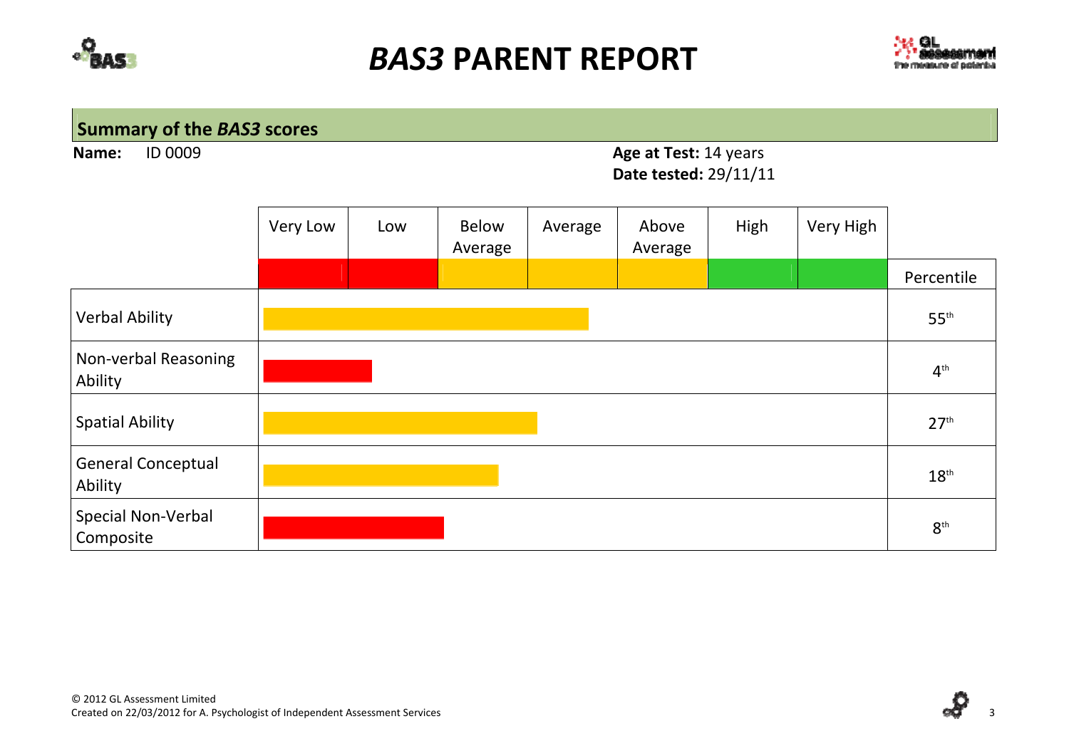# *BAS3* PARENT REPORT

## Summary of the *BAS3* scores

**Name:** ID 0009

**Age at Test:** 14 years
**Date tested:** 29/11/11

| | Very Low | Low | Below Average | Average | Above Average | High | Very High | Percentile |
|---|---|---|---|---|---|---|---|---|
| Verbal Ability | | | | | | | | 55th |
| Non-verbal Reasoning Ability | | | | | | | | 4th |
| Spatial Ability | | | | | | | | 27th |
| General Conceptual Ability | | | | | | | | 18th |
| Special Non-Verbal Composite | | | | | | | | 8th |

© 2012 GL Assessment Limited
Created on 22/03/2012 for A. Psychologist of Independent Assessment Services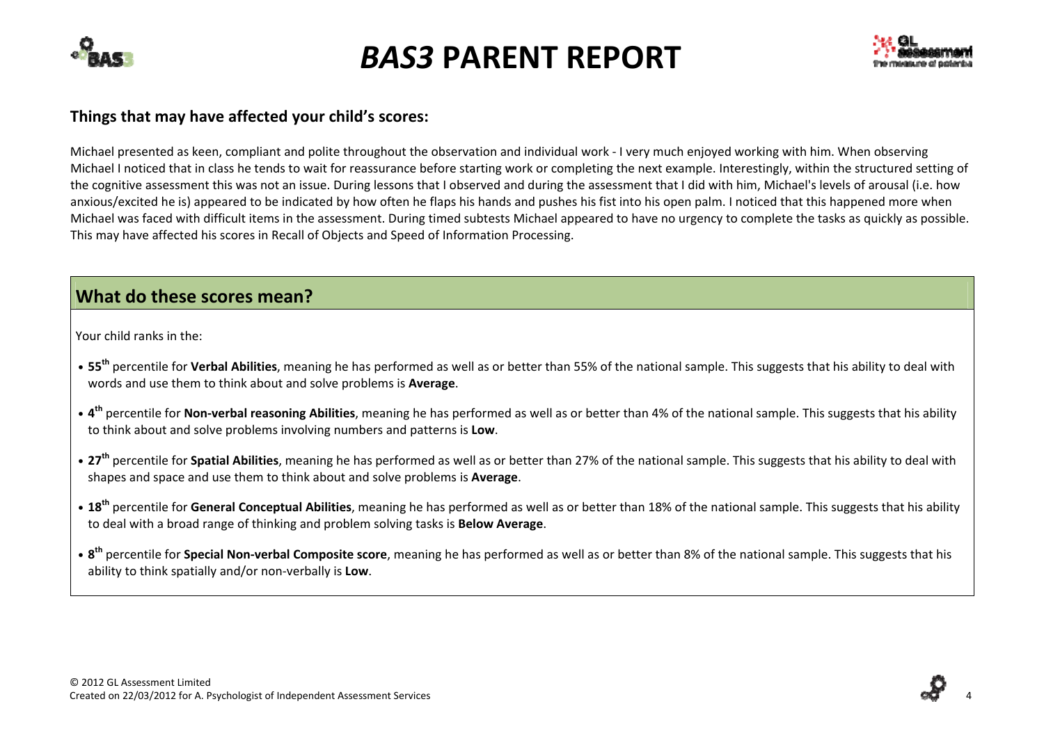### Things that may have affected your child's scores:

Michael presented as keen, compliant and polite throughout the observation and individual work - I very much enjoyed working with him. When observing Michael I noticed that in class he tends to wait for reassurance before starting work or completing the next example. Interestingly, within the structured setting of the cognitive assessment this was not an issue. During lessons that I observed and during the assessment that I did with him, Michael's levels of arousal (i.e. how anxious/excited he is) appeared to be indicated by how often he flaps his hands and pushes his fist into his open palm. I noticed that this happened more when Michael was faced with difficult items in the assessment. During timed subtests Michael appeared to have no urgency to complete the tasks as quickly as possible. This may have affected his scores in Recall of Objects and Speed of Information Processing.

## What do these scores mean?

Your child ranks in the:

- **55th** percentile for **Verbal Abilities**, meaning he has performed as well as or better than 55% of the national sample. This suggests that his ability to deal with words and use them to think about and solve problems is **Average**.
- **4th** percentile for **Non-verbal reasoning Abilities**, meaning he has performed as well as or better than 4% of the national sample. This suggests that his ability to think about and solve problems involving numbers and patterns is **Low**.
- **27th** percentile for **Spatial Abilities**, meaning he has performed as well as or better than 27% of the national sample. This suggests that his ability to deal with shapes and space and use them to think about and solve problems is **Average**.
- **18th** percentile for **General Conceptual Abilities**, meaning he has performed as well as or better than 18% of the national sample. This suggests that his ability to deal with a broad range of thinking and problem solving tasks is **Below Average**.
- **8th** percentile for **Special Non-verbal Composite score**, meaning he has performed as well as or better than 8% of the national sample. This suggests that his ability to think spatially and/or non-verbally is **Low**.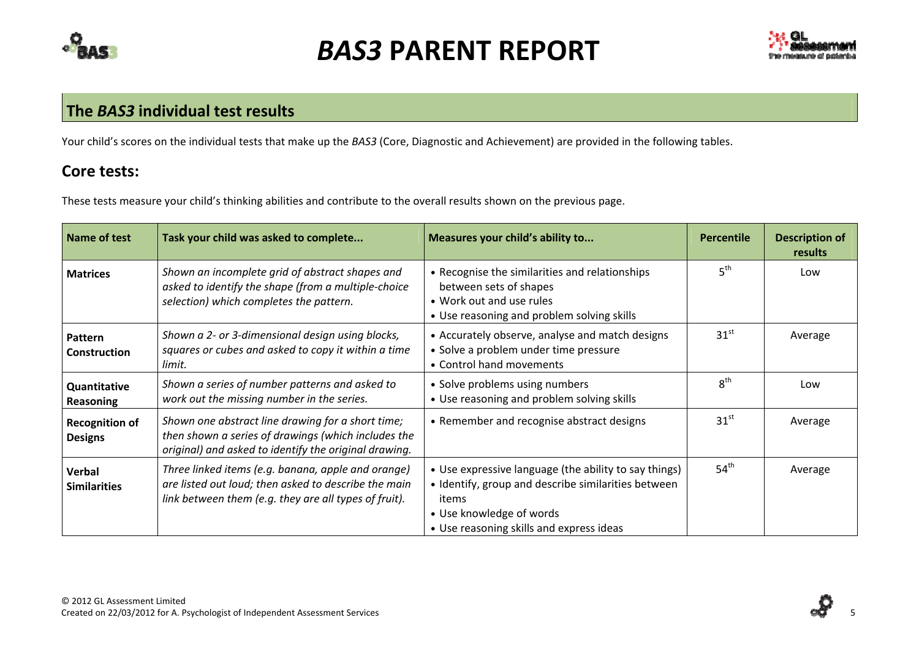# *BAS3* PARENT REPORT

## The *BAS3* individual test results

Your child's scores on the individual tests that make up the *BAS3* (Core, Diagnostic and Achievement) are provided in the following tables.

## Core tests:

These tests measure your child's thinking abilities and contribute to the overall results shown on the previous page.

| Name of test | Task your child was asked to complete... | Measures your child's ability to... | Percentile | Description of results |
|---|---|---|---|---|
| **Matrices** | *Shown an incomplete grid of abstract shapes and asked to identify the shape (from a multiple-choice selection) which completes the pattern.* | • Recognise the similarities and relationships between sets of shapes<br>• Work out and use rules<br>• Use reasoning and problem solving skills | 5th | Low |
| **Pattern Construction** | *Shown a 2- or 3-dimensional design using blocks, squares or cubes and asked to copy it within a time limit.* | • Accurately observe, analyse and match designs<br>• Solve a problem under time pressure<br>• Control hand movements | 31st | Average |
| **Quantitative Reasoning** | *Shown a series of number patterns and asked to work out the missing number in the series.* | • Solve problems using numbers<br>• Use reasoning and problem solving skills | 8th | Low |
| **Recognition of Designs** | *Shown one abstract line drawing for a short time; then shown a series of drawings (which includes the original) and asked to identify the original drawing.* | • Remember and recognise abstract designs | 31st | Average |
| **Verbal Similarities** | *Three linked items (e.g. banana, apple and orange) are listed out loud; then asked to describe the main link between them (e.g. they are all types of fruit).* | • Use expressive language (the ability to say things)<br>• Identify, group and describe similarities between items<br>• Use knowledge of words<br>• Use reasoning skills and express ideas | 54th | Average |

© 2012 GL Assessment Limited
Created on 22/03/2012 for A. Psychologist of Independent Assessment Services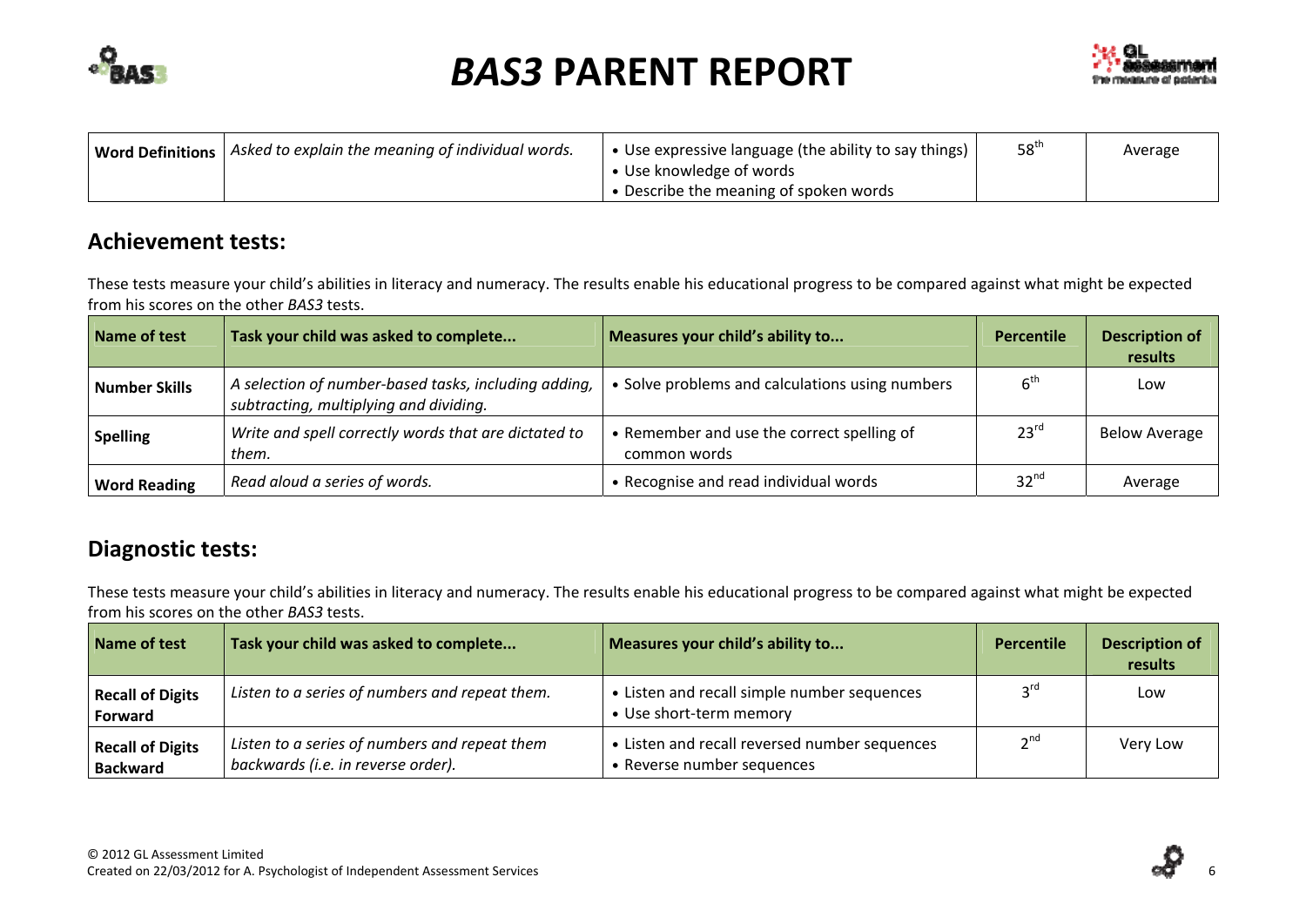| Word Definitions | *Asked to explain the meaning of individual words.* | • Use expressive language (the ability to say things)<br>• Use knowledge of words<br>• Describe the meaning of spoken words | 58th | Average |
|---|---|---|---|---|

## Achievement tests:

These tests measure your child's abilities in literacy and numeracy. The results enable his educational progress to be compared against what might be expected from his scores on the other *BAS3* tests.

| Name of test | Task your child was asked to complete... | Measures your child's ability to... | Percentile | Description of results |
|---|---|---|---|---|
| **Number Skills** | *A selection of number-based tasks, including adding, subtracting, multiplying and dividing.* | • Solve problems and calculations using numbers | 6th | Low |
| **Spelling** | *Write and spell correctly words that are dictated to them.* | • Remember and use the correct spelling of common words | 23rd | Below Average |
| **Word Reading** | *Read aloud a series of words.* | • Recognise and read individual words | 32nd | Average |

## Diagnostic tests:

These tests measure your child's abilities in literacy and numeracy. The results enable his educational progress to be compared against what might be expected from his scores on the other *BAS3* tests.

| Name of test | Task your child was asked to complete... | Measures your child's ability to... | Percentile | Description of results |
|---|---|---|---|---|
| **Recall of Digits Forward** | *Listen to a series of numbers and repeat them.* | • Listen and recall simple number sequences<br>• Use short-term memory | 3rd | Low |
| **Recall of Digits Backward** | *Listen to a series of numbers and repeat them backwards (i.e. in reverse order).* | • Listen and recall reversed number sequences<br>• Reverse number sequences | 2nd | Very Low |

© 2012 GL Assessment Limited
Created on 22/03/2012 for A. Psychologist of Independent Assessment Services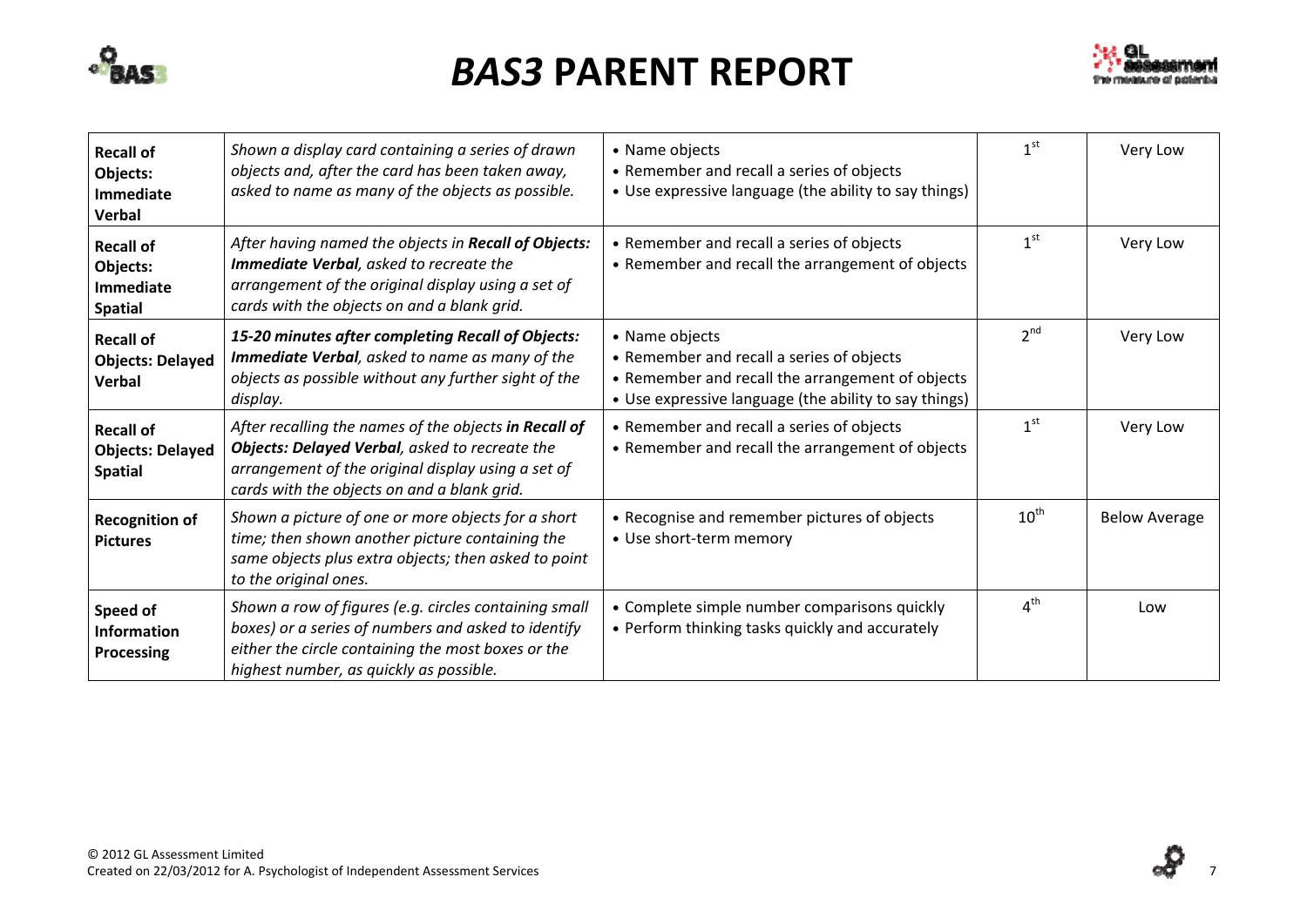# *BAS3* PARENT REPORT

| | | | | |
|---|---|---|---|---|
| **Recall of Objects: Immediate Verbal** | *Shown a display card containing a series of drawn objects and, after the card has been taken away, asked to name as many of the objects as possible.* | • Name objects<br>• Remember and recall a series of objects<br>• Use expressive language (the ability to say things) | 1st | Very Low |
| **Recall of Objects: Immediate Spatial** | *After having named the objects in **Recall of Objects: Immediate Verbal**, asked to recreate the arrangement of the original display using a set of cards with the objects on and a blank grid.* | • Remember and recall a series of objects<br>• Remember and recall the arrangement of objects | 1st | Very Low |
| **Recall of Objects: Delayed Verbal** | ***15-20 minutes after completing Recall of Objects: Immediate Verbal**, asked to name as many of the objects as possible without any further sight of the display.* | • Name objects<br>• Remember and recall a series of objects<br>• Remember and recall the arrangement of objects<br>• Use expressive language (the ability to say things) | 2nd | Very Low |
| **Recall of Objects: Delayed Spatial** | *After recalling the names of the objects **in Recall of Objects: Delayed Verbal**, asked to recreate the arrangement of the original display using a set of cards with the objects on and a blank grid.* | • Remember and recall a series of objects<br>• Remember and recall the arrangement of objects | 1st | Very Low |
| **Recognition of Pictures** | *Shown a picture of one or more objects for a short time; then shown another picture containing the same objects plus extra objects; then asked to point to the original ones.* | • Recognise and remember pictures of objects<br>• Use short-term memory | 10th | Below Average |
| **Speed of Information Processing** | *Shown a row of figures (e.g. circles containing small boxes) or a series of numbers and asked to identify either the circle containing the most boxes or the highest number, as quickly as possible.* | • Complete simple number comparisons quickly<br>• Perform thinking tasks quickly and accurately | 4th | Low |

© 2012 GL Assessment Limited
Created on 22/03/2012 for A. Psychologist of Independent Assessment Services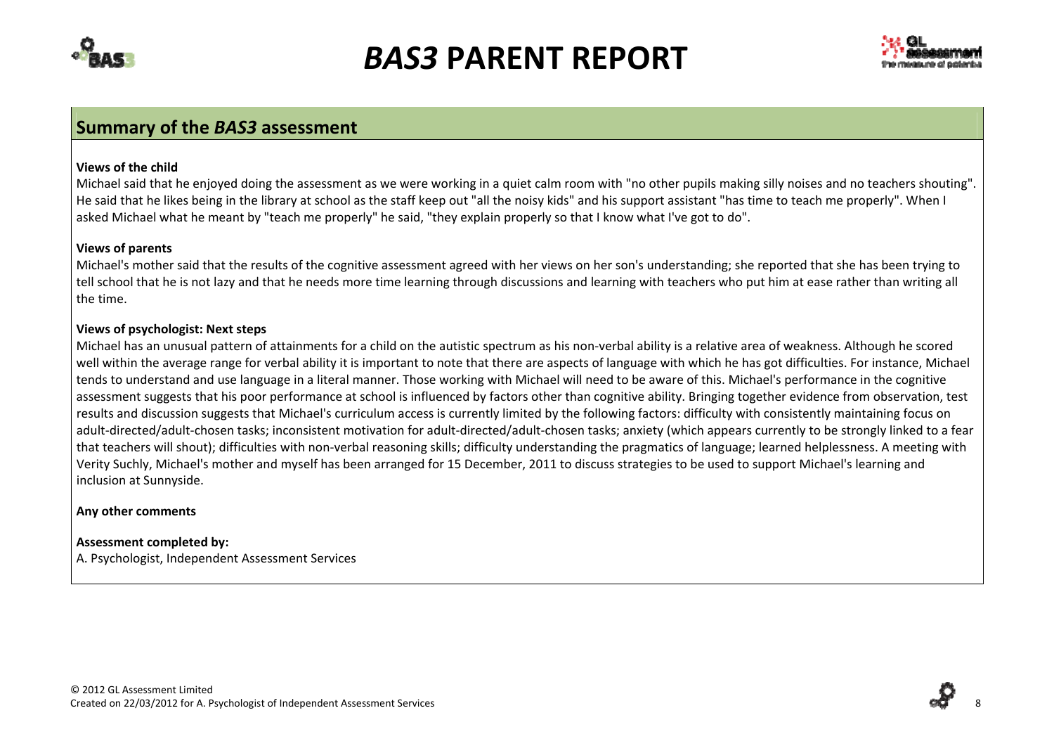# *BAS3* PARENT REPORT

## Summary of the *BAS3* assessment

**Views of the child**

Michael said that he enjoyed doing the assessment as we were working in a quiet calm room with "no other pupils making silly noises and no teachers shouting". He said that he likes being in the library at school as the staff keep out "all the noisy kids" and his support assistant "has time to teach me properly". When I asked Michael what he meant by "teach me properly" he said, "they explain properly so that I know what I've got to do".

**Views of parents**

Michael's mother said that the results of the cognitive assessment agreed with her views on her son's understanding; she reported that she has been trying to tell school that he is not lazy and that he needs more time learning through discussions and learning with teachers who put him at ease rather than writing all the time.

**Views of psychologist: Next steps**

Michael has an unusual pattern of attainments for a child on the autistic spectrum as his non-verbal ability is a relative area of weakness. Although he scored well within the average range for verbal ability it is important to note that there are aspects of language with which he has got difficulties. For instance, Michael tends to understand and use language in a literal manner. Those working with Michael will need to be aware of this. Michael's performance in the cognitive assessment suggests that his poor performance at school is influenced by factors other than cognitive ability. Bringing together evidence from observation, test results and discussion suggests that Michael's curriculum access is currently limited by the following factors: difficulty with consistently maintaining focus on adult-directed/adult-chosen tasks; inconsistent motivation for adult-directed/adult-chosen tasks; anxiety (which appears currently to be strongly linked to a fear that teachers will shout); difficulties with non-verbal reasoning skills; difficulty understanding the pragmatics of language; learned helplessness. A meeting with Verity Suchly, Michael's mother and myself has been arranged for 15 December, 2011 to discuss strategies to be used to support Michael's learning and inclusion at Sunnyside.

**Any other comments**

**Assessment completed by:**

A. Psychologist, Independent Assessment Services

© 2012 GL Assessment Limited
Created on 22/03/2012 for A. Psychologist of Independent Assessment Services